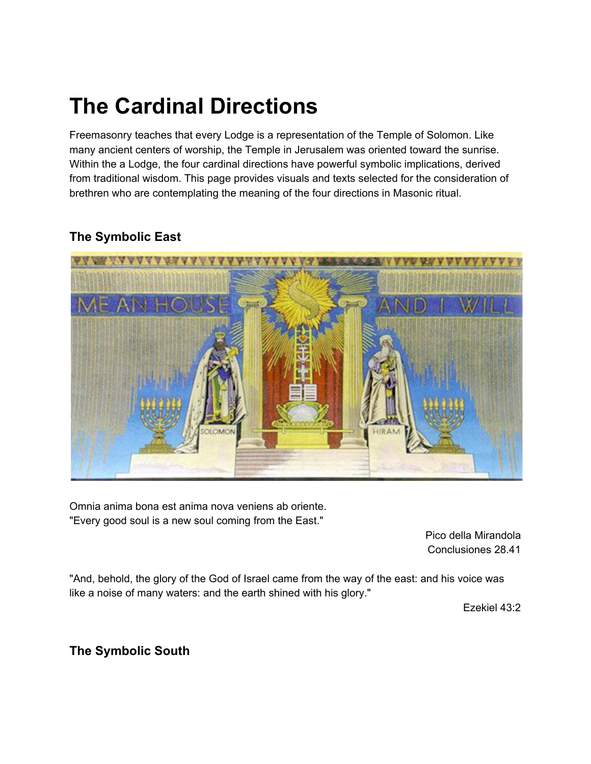# The Cardinal Directions

Freemasonry teaches that every Lodge is a representation of the Temple of Solomon. Like many ancient centers of worship, the Temple in Jerusalem was oriented toward the sunrise. Within the a Lodge, the four cardinal directions have powerful symbolic implications, derived from traditional wisdom. This page provides visuals and texts selected for the consideration of brethren who are contemplating the meaning of the four directions in Masonic ritual.

## The Symbolic East

Omnia anima bona est anima nova veniens ab oriente.
"Every good soul is a new soul coming from the East."

Pico della Mirandola
Conclusiones 28.41

"And, behold, the glory of the God of Israel came from the way of the east: and his voice was like a noise of many waters: and the earth shined with his glory."

Ezekiel 43:2

## The Symbolic South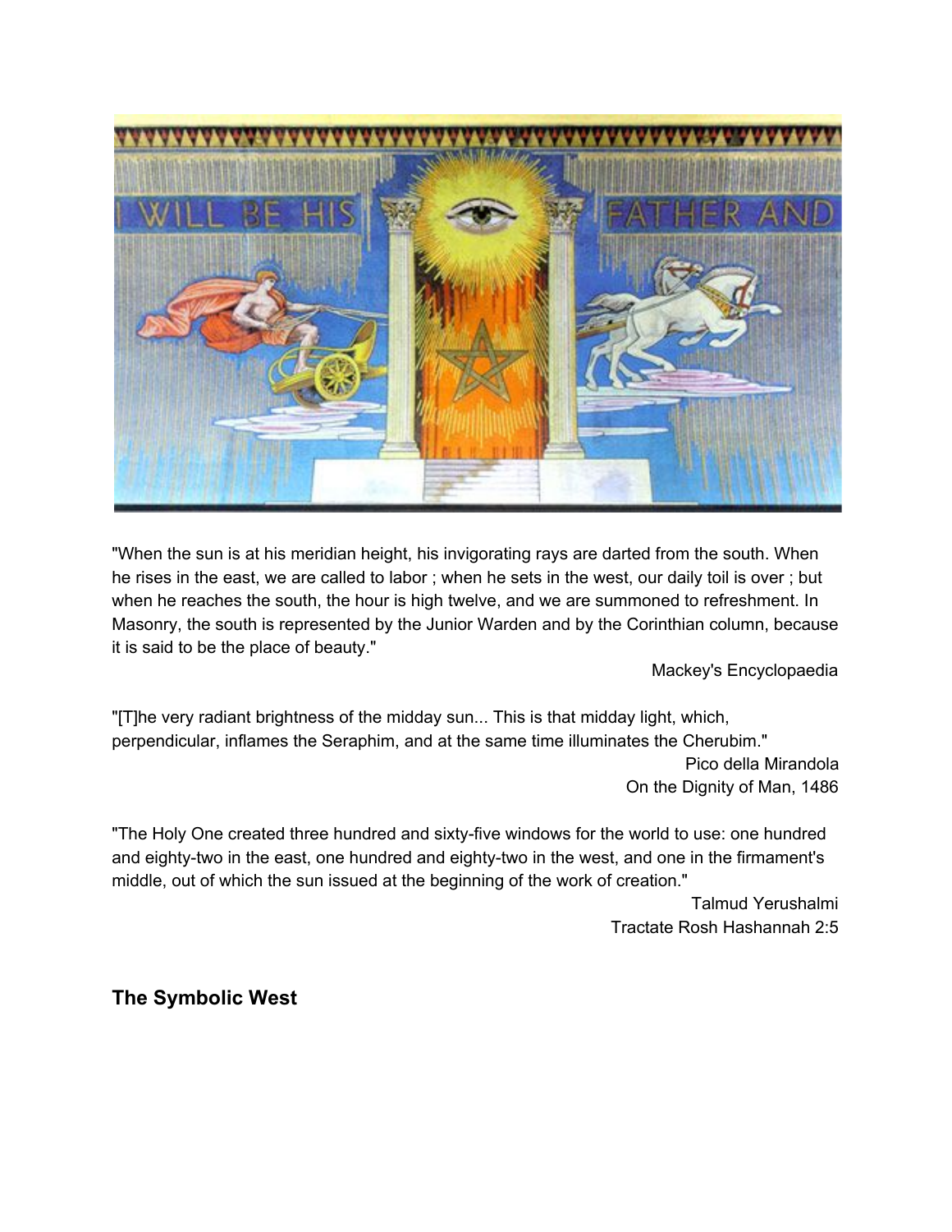"When the sun is at his meridian height, his invigorating rays are darted from the south. When he rises in the east, we are called to labor ; when he sets in the west, our daily toil is over ; but when he reaches the south, the hour is high twelve, and we are summoned to refreshment. In Masonry, the south is represented by the Junior Warden and by the Corinthian column, because it is said to be the place of beauty."

Mackey's Encyclopaedia

"[T]he very radiant brightness of the midday sun... This is that midday light, which, perpendicular, inflames the Seraphim, and at the same time illuminates the Cherubim."

Pico della Mirandola
On the Dignity of Man, 1486

"The Holy One created three hundred and sixty-five windows for the world to use: one hundred and eighty-two in the east, one hundred and eighty-two in the west, and one in the firmament's middle, out of which the sun issued at the beginning of the work of creation."

Talmud Yerushalmi
Tractate Rosh Hashannah 2:5

### The Symbolic West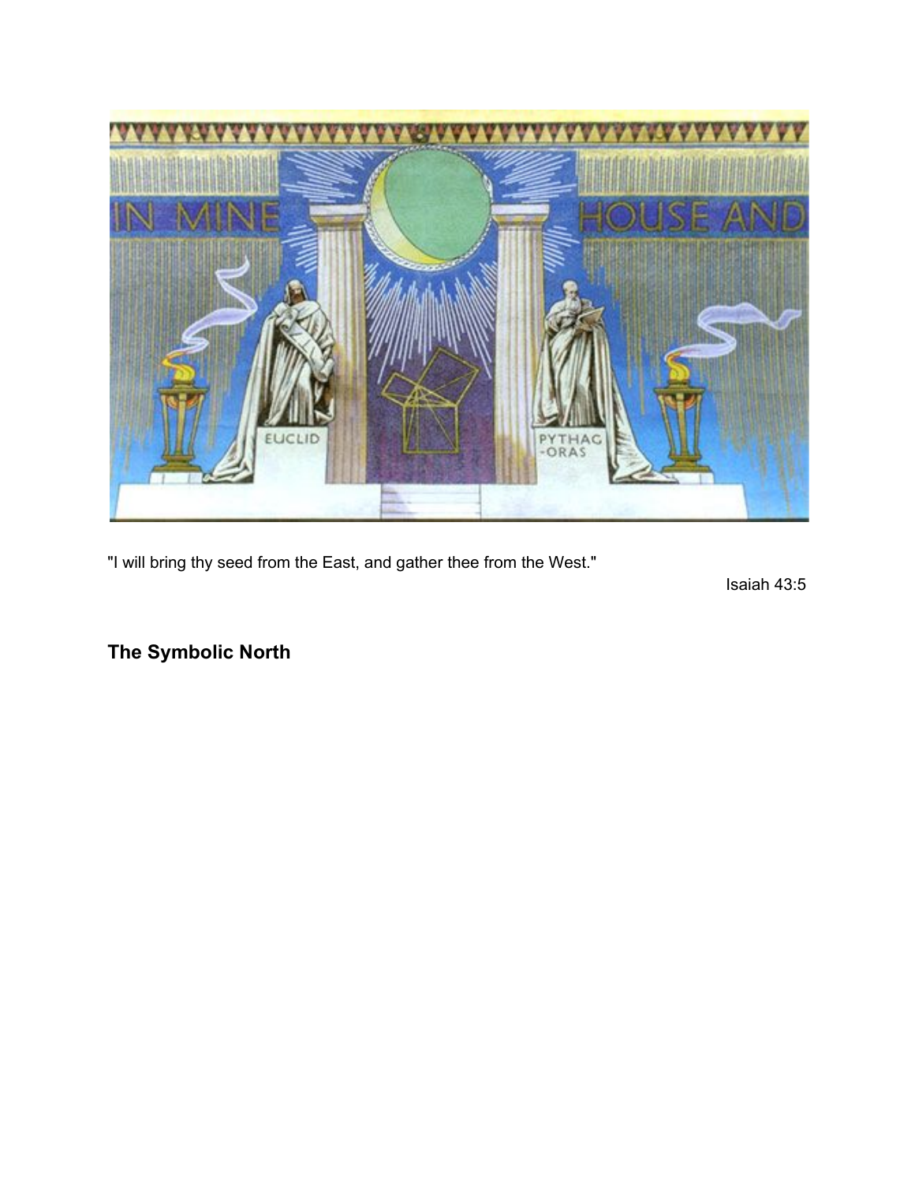"I will bring thy seed from the East, and gather thee from the West."

Isaiah 43:5

## The Symbolic North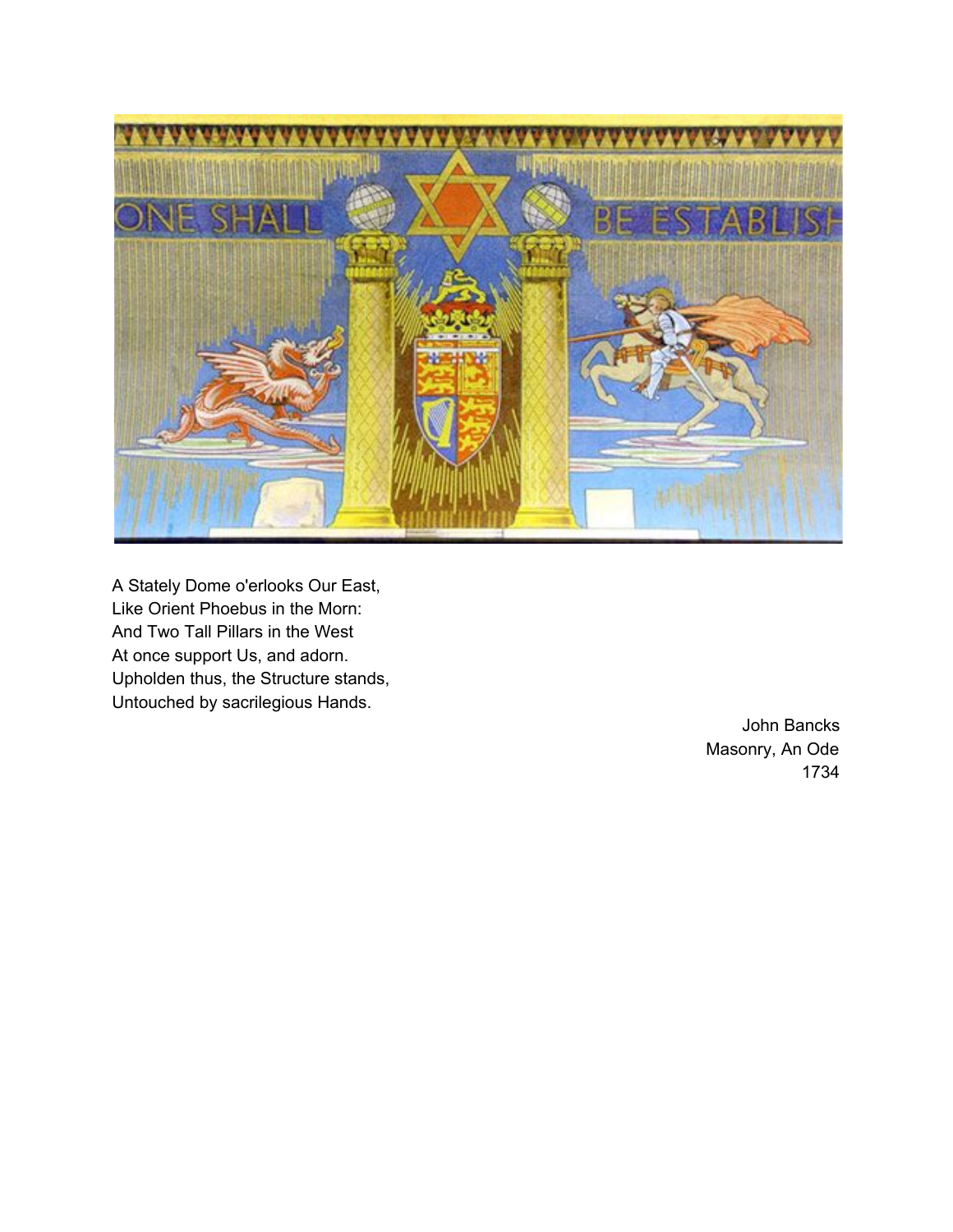A Stately Dome o'erlooks Our East,
Like Orient Phoebus in the Morn:
And Two Tall Pillars in the West
At once support Us, and adorn.
Upholden thus, the Structure stands,
Untouched by sacrilegious Hands.

John Bancks
Masonry, An Ode
1734